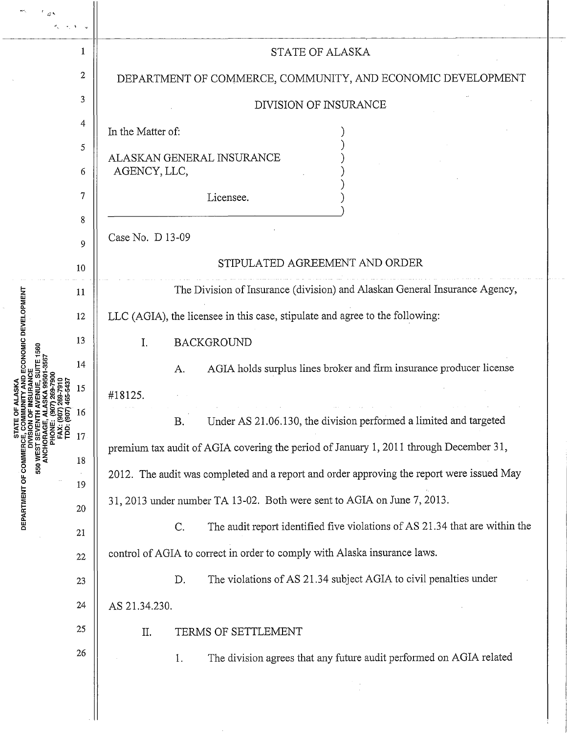STATE OF ALASKA

DEPARTMENT OF COMMERCE, COMMUNITY, AND ECONOMIC DEVELOPMENT

DIVISION OF INSURANCE

In the Matter of:

ALASKAN GENERAL INSURANCE AGENCY, LLC,

Licensee.

Case No. D 13-09

## STIPULATED AGREEMENT AND ORDER

The Division of Insurance (division) and Alaskan General Insurance Agency, LLC (AGIA), the licensee in this case, stipulate and agree to the following:

I. BACKGROUND

A. AGIA holds surplus lines broker and firm insurance producer license #18125.

B. Under AS 21.06.130, the division performed a limited and targeted premium tax audit of AGIA covering the period of January 1, 2011 through December 31, 2012. The audit was completed and a report and order approving the report were issued May 31, 2013 under number TA 13-02. Both were sent to AGIA on June 7, 2013.

C. The audit report identified five violations of AS 21.34 that are within the control of AGIA to correct in order to comply with Alaska insurance laws.

D. The violations of AS 21.34 subject AGIA to civil penalties under AS 21.34.230.

II. TERMS OF SETTLEMENT

1. The division agrees that any future audit performed on AGIA related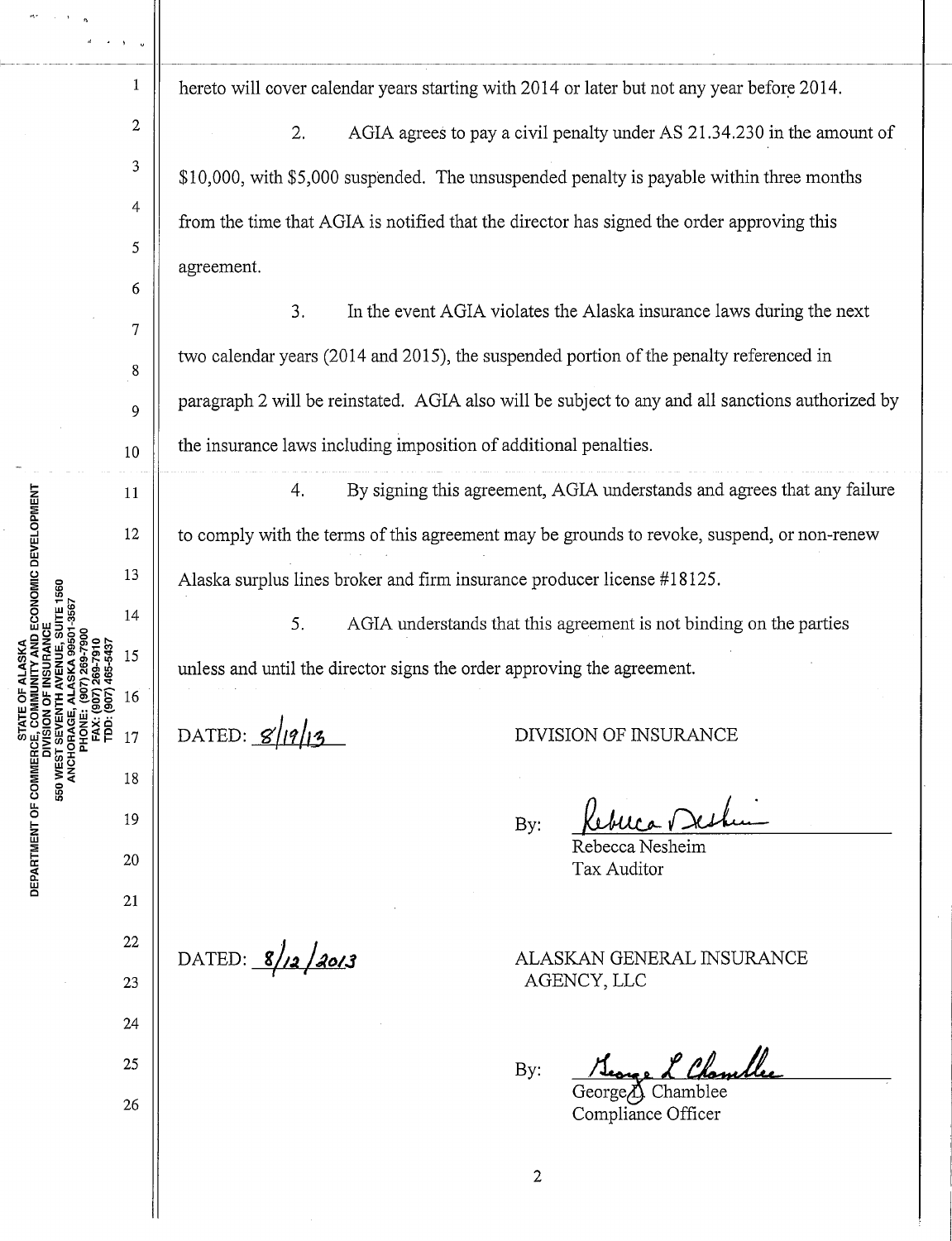hereto will cover calendar years starting with 2014 or later but not any year before 2014.

2. AGIA agrees to pay a civil penalty under AS 21.34.230 in the amount of $10,000, with $5,000 suspended. The unsuspended penalty is payable within three months from the time that AGIA is notified that the director has signed the order approving this agreement.

3. In the event AGIA violates the Alaska insurance laws during the next two calendar years (2014 and 2015), the suspended portion of the penalty referenced in paragraph 2 will be reinstated. AGIA also will be subject to any and all sanctions authorized by the insurance laws including imposition of additional penalties.

4. By signing this agreement, AGIA understands and agrees that any failure to comply with the terms of this agreement may be grounds to revoke, suspend, or non-renew Alaska surplus lines broker and firm insurance producer license #18125.

5. AGIA understands that this agreement is not binding on the parties unless and until the director signs the order approving the agreement.

DATED: 8/19/13

DIVISION OF INSURANCE

By: Rebecca Nesheim
Rebecca Nesheim
Tax Auditor

DATED: 8/12/2013

ALASKAN GENERAL INSURANCE AGENCY, LLC

By: George L Chamblee
George L. Chamblee
Compliance Officer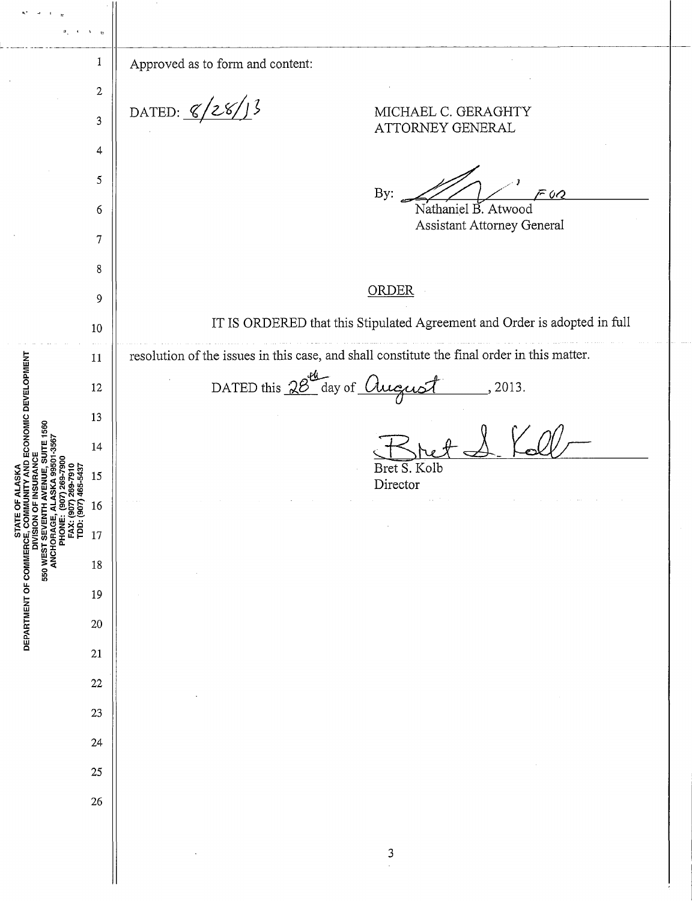Approved as to form and content:

DATED: 8/28/13

MICHAEL C. GERAGHTY
ATTORNEY GENERAL

By: _________________ FOR
Nathaniel B. Atwood
Assistant Attorney General

ORDER

IT IS ORDERED that this Stipulated Agreement and Order is adopted in full resolution of the issues in this case, and shall constitute the final order in this matter.

DATED this 28th day of August, 2013.

_________________
Bret S. Kolb
Director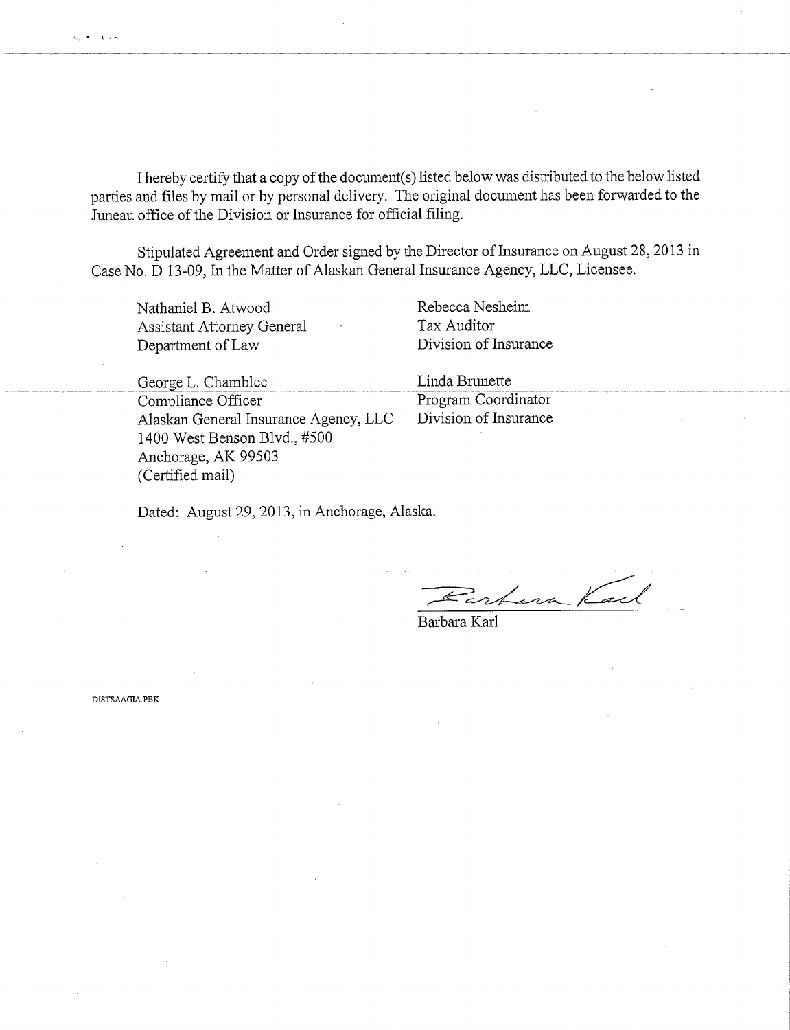I hereby certify that a copy of the document(s) listed below was distributed to the below listed parties and files by mail or by personal delivery. The original document has been forwarded to the Juneau office of the Division or Insurance for official filing.

Stipulated Agreement and Order signed by the Director of Insurance on August 28, 2013 in Case No. D 13-09, In the Matter of Alaskan General Insurance Agency, LLC, Licensee.

Nathaniel B. Atwood
Assistant Attorney General
Department of Law

Rebecca Nesheim
Tax Auditor
Division of Insurance

George L. Chamblee
Compliance Officer
Alaskan General Insurance Agency, LLC
1400 West Benson Blvd., #500
Anchorage, AK 99503
(Certified mail)

Linda Brunette
Program Coordinator
Division of Insurance

Dated: August 29, 2013, in Anchorage, Alaska.

Barbara Karl

DISTSAAGIA.PBK